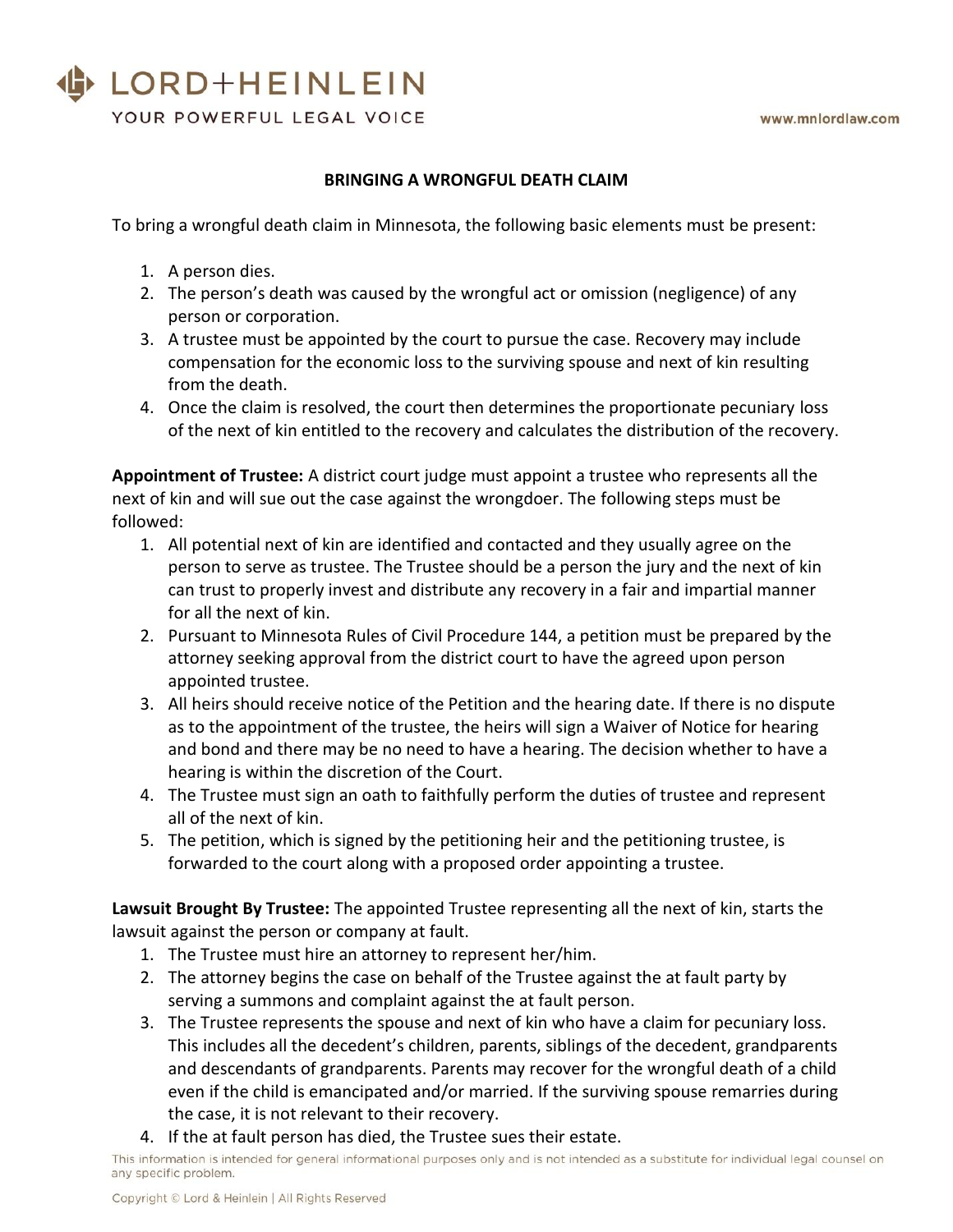LORD+HEINLEIN

YOUR POWERFUL LEGAL VOICE

www.mnlordlaw.com

## BRINGING A WRONGFUL DEATH CLAIM

To bring a wrongful death claim in Minnesota, the following basic elements must be present:

1. A person dies.
2. The person's death was caused by the wrongful act or omission (negligence) of any person or corporation.
3. A trustee must be appointed by the court to pursue the case. Recovery may include compensation for the economic loss to the surviving spouse and next of kin resulting from the death.
4. Once the claim is resolved, the court then determines the proportionate pecuniary loss of the next of kin entitled to the recovery and calculates the distribution of the recovery.

**Appointment of Trustee:** A district court judge must appoint a trustee who represents all the next of kin and will sue out the case against the wrongdoer. The following steps must be followed:

1. All potential next of kin are identified and contacted and they usually agree on the person to serve as trustee. The Trustee should be a person the jury and the next of kin can trust to properly invest and distribute any recovery in a fair and impartial manner for all the next of kin.
2. Pursuant to Minnesota Rules of Civil Procedure 144, a petition must be prepared by the attorney seeking approval from the district court to have the agreed upon person appointed trustee.
3. All heirs should receive notice of the Petition and the hearing date. If there is no dispute as to the appointment of the trustee, the heirs will sign a Waiver of Notice for hearing and bond and there may be no need to have a hearing. The decision whether to have a hearing is within the discretion of the Court.
4. The Trustee must sign an oath to faithfully perform the duties of trustee and represent all of the next of kin.
5. The petition, which is signed by the petitioning heir and the petitioning trustee, is forwarded to the court along with a proposed order appointing a trustee.

**Lawsuit Brought By Trustee:** The appointed Trustee representing all the next of kin, starts the lawsuit against the person or company at fault.

1. The Trustee must hire an attorney to represent her/him.
2. The attorney begins the case on behalf of the Trustee against the at fault party by serving a summons and complaint against the at fault person.
3. The Trustee represents the spouse and next of kin who have a claim for pecuniary loss. This includes all the decedent's children, parents, siblings of the decedent, grandparents and descendants of grandparents. Parents may recover for the wrongful death of a child even if the child is emancipated and/or married. If the surviving spouse remarries during the case, it is not relevant to their recovery.
4. If the at fault person has died, the Trustee sues their estate.

This information is intended for general informational purposes only and is not intended as a substitute for individual legal counsel on any specific problem.

Copyright © Lord & Heinlein | All Rights Reserved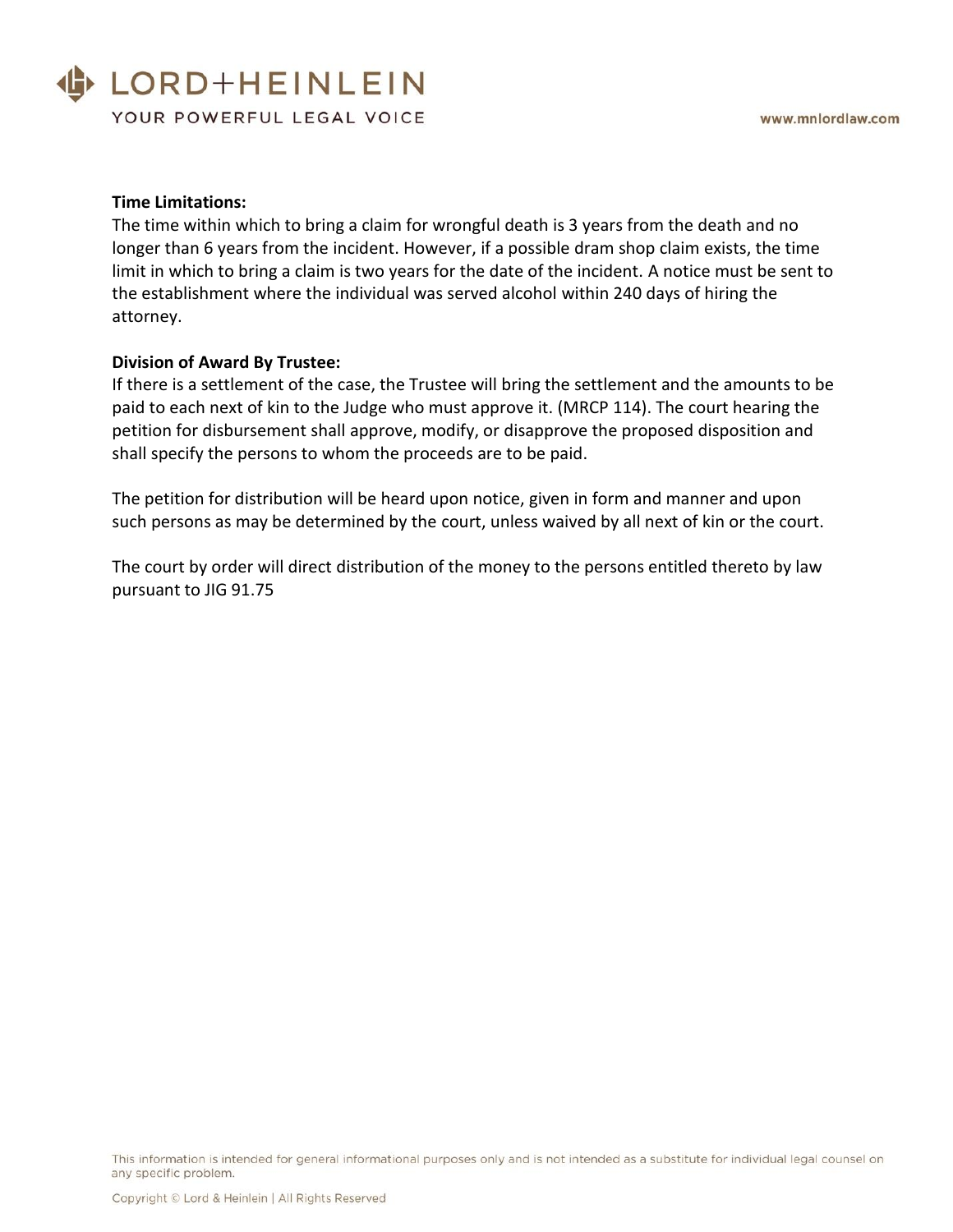**Time Limitations:**

The time within which to bring a claim for wrongful death is 3 years from the death and no longer than 6 years from the incident. However, if a possible dram shop claim exists, the time limit in which to bring a claim is two years for the date of the incident. A notice must be sent to the establishment where the individual was served alcohol within 240 days of hiring the attorney.

**Division of Award By Trustee:**

If there is a settlement of the case, the Trustee will bring the settlement and the amounts to be paid to each next of kin to the Judge who must approve it. (MRCP 114). The court hearing the petition for disbursement shall approve, modify, or disapprove the proposed disposition and shall specify the persons to whom the proceeds are to be paid.

The petition for distribution will be heard upon notice, given in form and manner and upon such persons as may be determined by the court, unless waived by all next of kin or the court.

The court by order will direct distribution of the money to the persons entitled thereto by law pursuant to JIG 91.75

This information is intended for general informational purposes only and is not intended as a substitute for individual legal counsel on any specific problem.

Copyright © Lord & Heinlein | All Rights Reserved